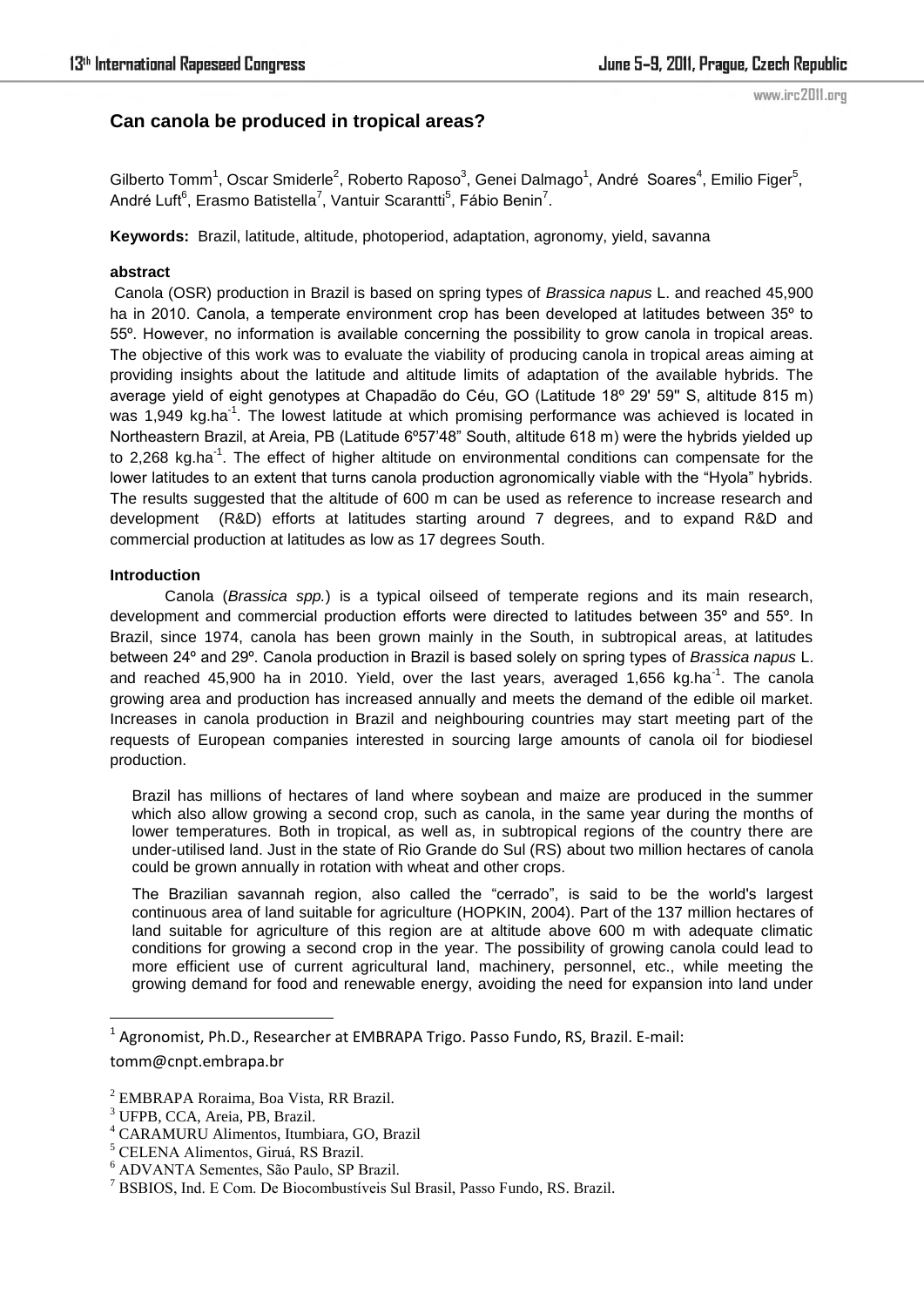# Can canola be produced in tropical areas?

Gilberto Tomm[1], Oscar Smiderle[2], Roberto Raposo[3], Genei Dalmago[1], André Soares[4], Emilio Figer[5], André Luft[6], Erasmo Batistella[7], Vantuir Scarantti[5], Fábio Benin[7].

**Keywords:** Brazil, latitude, altitude, photoperiod, adaptation, agronomy, yield, savanna

**abstract**

Canola (OSR) production in Brazil is based on spring types of *Brassica napus* L. and reached 45,900 ha in 2010. Canola, a temperate environment crop has been developed at latitudes between 35º to 55º. However, no information is available concerning the possibility to grow canola in tropical areas. The objective of this work was to evaluate the viability of producing canola in tropical areas aiming at providing insights about the latitude and altitude limits of adaptation of the available hybrids. The average yield of eight genotypes at Chapadão do Céu, GO (Latitude 18º 29' 59" S, altitude 815 m) was 1,949 kg.ha$^{-1}$. The lowest latitude at which promising performance was achieved is located in Northeastern Brazil, at Areia, PB (Latitude 6º57'48" South, altitude 618 m) were the hybrids yielded up to 2,268 kg.ha$^{-1}$. The effect of higher altitude on environmental conditions can compensate for the lower latitudes to an extent that turns canola production agronomically viable with the "Hyola" hybrids. The results suggested that the altitude of 600 m can be used as reference to increase research and development (R&D) efforts at latitudes starting around 7 degrees, and to expand R&D and commercial production at latitudes as low as 17 degrees South.

**Introduction**

Canola (*Brassica spp.*) is a typical oilseed of temperate regions and its main research, development and commercial production efforts were directed to latitudes between 35º and 55º. In Brazil, since 1974, canola has been grown mainly in the South, in subtropical areas, at latitudes between 24º and 29º. Canola production in Brazil is based solely on spring types of *Brassica napus* L. and reached 45,900 ha in 2010. Yield, over the last years, averaged 1,656 kg.ha$^{-1}$. The canola growing area and production has increased annually and meets the demand of the edible oil market. Increases in canola production in Brazil and neighbouring countries may start meeting part of the requests of European companies interested in sourcing large amounts of canola oil for biodiesel production.

Brazil has millions of hectares of land where soybean and maize are produced in the summer which also allow growing a second crop, such as canola, in the same year during the months of lower temperatures. Both in tropical, as well as, in subtropical regions of the country there are under-utilised land. Just in the state of Rio Grande do Sul (RS) about two million hectares of canola could be grown annually in rotation with wheat and other crops.

The Brazilian savannah region, also called the "cerrado", is said to be the world's largest continuous area of land suitable for agriculture (HOPKIN, 2004). Part of the 137 million hectares of land suitable for agriculture of this region are at altitude above 600 m with adequate climatic conditions for growing a second crop in the year. The possibility of growing canola could lead to more efficient use of current agricultural land, machinery, personnel, etc., while meeting the growing demand for food and renewable energy, avoiding the need for expansion into land under

---

[1] Agronomist, Ph.D., Researcher at EMBRAPA Trigo. Passo Fundo, RS, Brazil. E-mail: tomm@cnpt.embrapa.br

[2] EMBRAPA Roraima, Boa Vista, RR Brazil.

[3] UFPB, CCA, Areia, PB, Brazil.

[4] CARAMURU Alimentos, Itumbiara, GO, Brazil

[5] CELENA Alimentos, Giruá, RS Brazil.

[6] ADVANTA Sementes, São Paulo, SP Brazil.

[7] BSBIOS, Ind. E Com. De Biocombustíveis Sul Brasil, Passo Fundo, RS. Brazil.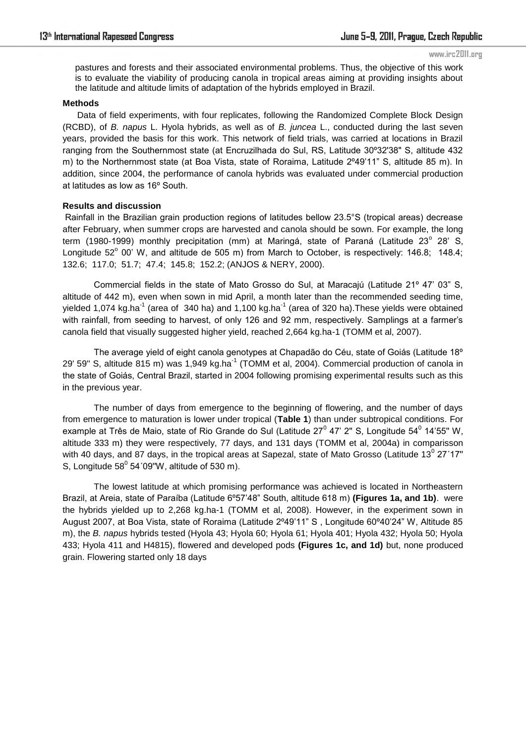pastures and forests and their associated environmental problems. Thus, the objective of this work is to evaluate the viability of producing canola in tropical areas aiming at providing insights about the latitude and altitude limits of adaptation of the hybrids employed in Brazil.

**Methods**

Data of field experiments, with four replicates, following the Randomized Complete Block Design (RCBD), of *B. napus* L. Hyola hybrids, as well as of *B. juncea* L., conducted during the last seven years, provided the basis for this work. This network of field trials, was carried at locations in Brazil ranging from the Southernmost state (at Encruzilhada do Sul, RS, Latitude 30º32'38" S, altitude 432 m) to the Northernmost state (at Boa Vista, state of Roraima, Latitude 2º49'11" S, altitude 85 m). In addition, since 2004, the performance of canola hybrids was evaluated under commercial production at latitudes as low as 16º South.

**Results and discussion**

Rainfall in the Brazilian grain production regions of latitudes bellow 23.5°S (tropical areas) decrease after February, when summer crops are harvested and canola should be sown. For example, the long term (1980-1999) monthly precipitation (mm) at Maringá, state of Paraná (Latitude 23$^{o}$ 28' S, Longitude 52$^{o}$ 00' W, and altitude de 505 m) from March to October, is respectively: 146.8; 148.4; 132.6; 117.0; 51.7; 47.4; 145.8; 152.2; (ANJOS & NERY, 2000).

Commercial fields in the state of Mato Grosso do Sul, at Maracajú (Latitude 21º 47' 03" S, altitude of 442 m), even when sown in mid April, a month later than the recommended seeding time, yielded 1,074 kg.ha$^{-1}$ (area of 340 ha) and 1,100 kg.ha$^{-1}$ (area of 320 ha).These yields were obtained with rainfall, from seeding to harvest, of only 126 and 92 mm, respectively. Samplings at a farmer's canola field that visually suggested higher yield, reached 2,664 kg.ha-1 (TOMM et al, 2007).

The average yield of eight canola genotypes at Chapadão do Céu, state of Goiás (Latitude 18º 29' 59'' S, altitude 815 m) was 1,949 kg.ha$^{-1}$ (TOMM et al, 2004). Commercial production of canola in the state of Goiás, Central Brazil, started in 2004 following promising experimental results such as this in the previous year.

The number of days from emergence to the beginning of flowering, and the number of days from emergence to maturation is lower under tropical (**Table 1**) than under subtropical conditions. For example at Três de Maio, state of Rio Grande do Sul (Latitude 27$^{0}$ 47' 2" S, Longitude 54$^{0}$ 14'55" W, altitude 333 m) they were respectively, 77 days, and 131 days (TOMM et al, 2004a) in comparisson with 40 days, and 87 days, in the tropical areas at Sapezal, state of Mato Grosso (Latitude 13$^{0}$ 27´17" S, Longitude 58$^{0}$ 54´09"W, altitude of 530 m).

The lowest latitude at which promising performance was achieved is located in Northeastern Brazil, at Areia, state of Paraíba (Latitude 6º57'48" South, altitude 618 m) **(Figures 1a, and 1b)**. were the hybrids yielded up to 2,268 kg.ha-1 (TOMM et al, 2008). However, in the experiment sown in August 2007, at Boa Vista, state of Roraima (Latitude 2º49'11" S , Longitude 60º40'24" W, Altitude 85 m), the *B. napus* hybrids tested (Hyola 43; Hyola 60; Hyola 61; Hyola 401; Hyola 432; Hyola 50; Hyola 433; Hyola 411 and H4815), flowered and developed pods **(Figures 1c, and 1d)** but, none produced grain. Flowering started only 18 days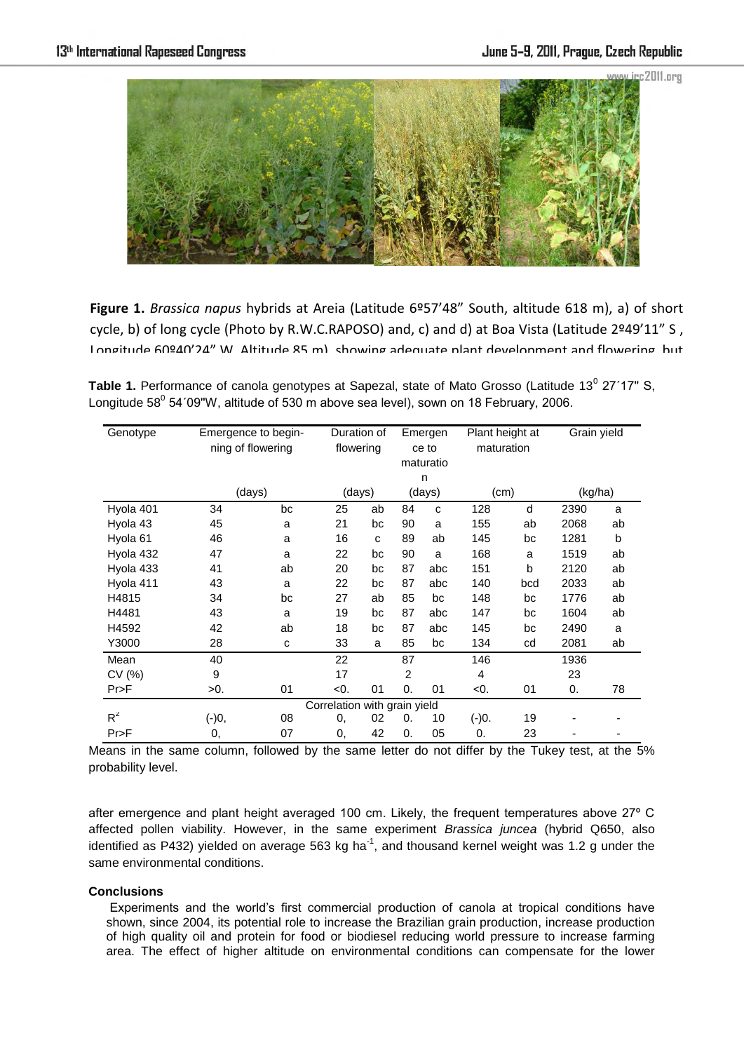**Figure 1.** *Brassica napus* hybrids at Areia (Latitude 6º57'48" South, altitude 618 m), a) of short cycle, b) of long cycle (Photo by R.W.C.RAPOSO) and, c) and d) at Boa Vista (Latitude 2º49'11" S , Longitude 60º40'24" W, Altitude 85 m), showing adequate plant development and flowering, but

**Table 1.** Performance of canola genotypes at Sapezal, state of Mato Grosso (Latitude 13$^0$ 27´17" S, Longitude 58$^0$ 54´09"W, altitude of 530 m above sea level), sown on 18 February, 2006.

| Genotype | Emergence to beginning of flowering (days) | | Duration of flowering (days) | | Emergence to maturation (days) | | Plant height at maturation (cm) | | Grain yield (kg/ha) | |
|---|---|---|---|---|---|---|---|---|---|---|
| Hyola 401 | 34 | bc | 25 | ab | 84 | c | 128 | d | 2390 | a |
| Hyola 43 | 45 | a | 21 | bc | 90 | a | 155 | ab | 2068 | ab |
| Hyola 61 | 46 | a | 16 | c | 89 | ab | 145 | bc | 1281 | b |
| Hyola 432 | 47 | a | 22 | bc | 90 | a | 168 | a | 1519 | ab |
| Hyola 433 | 41 | ab | 20 | bc | 87 | abc | 151 | b | 2120 | ab |
| Hyola 411 | 43 | a | 22 | bc | 87 | abc | 140 | bcd | 2033 | ab |
| H4815 | 34 | bc | 27 | ab | 85 | bc | 148 | bc | 1776 | ab |
| H4481 | 43 | a | 19 | bc | 87 | abc | 147 | bc | 1604 | ab |
| H4592 | 42 | ab | 18 | bc | 87 | abc | 145 | bc | 2490 | a |
| Y3000 | 28 | c | 33 | a | 85 | bc | 134 | cd | 2081 | ab |
| Mean | 40 | | 22 | | 87 | | 146 | | 1936 | |
| CV (%) | 9 | | 17 | | 2 | | 4 | | 23 | |
| Pr>F | >0. | 01 | <0. | 01 | 0. | 01 | <0. | 01 | 0. | 78 |
| Correlation with grain yield | | | | | | | | | | |
| $R^2$ | (-)0, | 08 | 0, | 02 | 0. | 10 | (-)0. | 19 | - | - |
| Pr>F | 0, | 07 | 0, | 42 | 0. | 05 | 0. | 23 | - | - |

Means in the same column, followed by the same letter do not differ by the Tukey test, at the 5% probability level.

after emergence and plant height averaged 100 cm. Likely, the frequent temperatures above 27º C affected pollen viability. However, in the same experiment *Brassica juncea* (hybrid Q650, also identified as P432) yielded on average 563 kg ha$^{-1}$, and thousand kernel weight was 1.2 g under the same environmental conditions.

**Conclusions**

Experiments and the world's first commercial production of canola at tropical conditions have shown, since 2004, its potential role to increase the Brazilian grain production, increase production of high quality oil and protein for food or biodiesel reducing world pressure to increase farming area. The effect of higher altitude on environmental conditions can compensate for the lower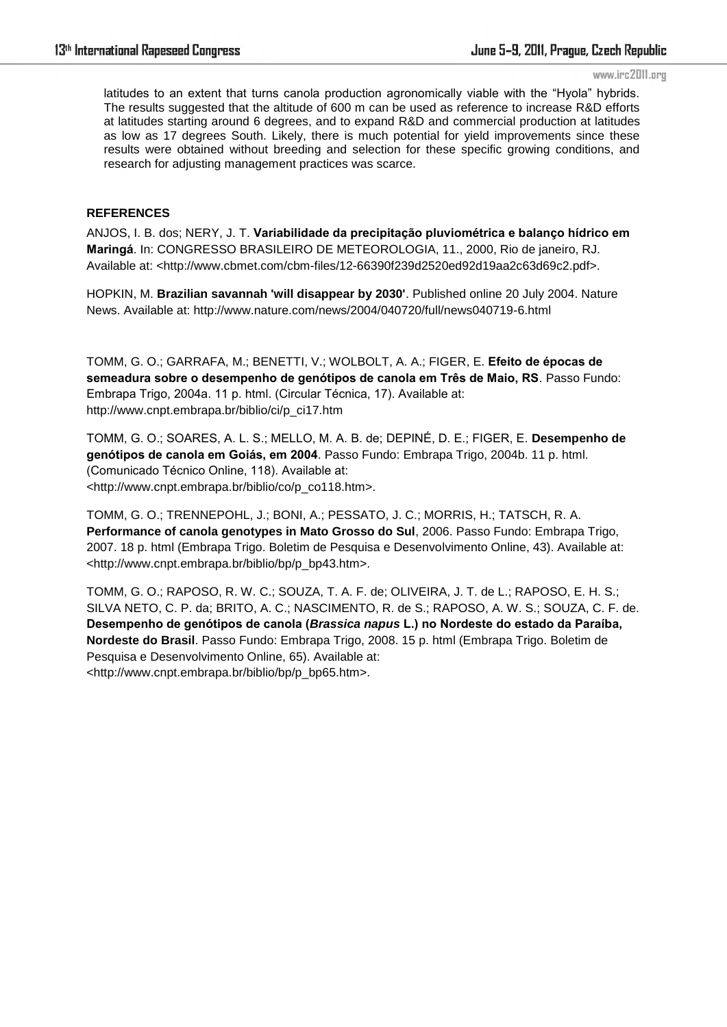latitudes to an extent that turns canola production agronomically viable with the "Hyola" hybrids. The results suggested that the altitude of 600 m can be used as reference to increase R&D efforts at latitudes starting around 6 degrees, and to expand R&D and commercial production at latitudes as low as 17 degrees South. Likely, there is much potential for yield improvements since these results were obtained without breeding and selection for these specific growing conditions, and research for adjusting management practices was scarce.

## REFERENCES

ANJOS, I. B. dos; NERY, J. T. **Variabilidade da precipitação pluviométrica e balanço hídrico em Maringá**. In: CONGRESSO BRASILEIRO DE METEOROLOGIA, 11., 2000, Rio de janeiro, RJ. Available at: <http://www.cbmet.com/cbm-files/12-66390f239d2520ed92d19aa2c63d69c2.pdf>.

HOPKIN, M. **Brazilian savannah 'will disappear by 2030'**. Published online 20 July 2004. Nature News. Available at: http://www.nature.com/news/2004/040720/full/news040719-6.html

TOMM, G. O.; GARRAFA, M.; BENETTI, V.; WOLBOLT, A. A.; FIGER, E. **Efeito de épocas de semeadura sobre o desempenho de genótipos de canola em Três de Maio, RS**. Passo Fundo: Embrapa Trigo, 2004a. 11 p. html. (Circular Técnica, 17). Available at: http://www.cnpt.embrapa.br/biblio/ci/p_ci17.htm

TOMM, G. O.; SOARES, A. L. S.; MELLO, M. A. B. de; DEPINÉ, D. E.; FIGER, E. **Desempenho de genótipos de canola em Goiás, em 2004**. Passo Fundo: Embrapa Trigo, 2004b. 11 p. html. (Comunicado Técnico Online, 118). Available at: <http://www.cnpt.embrapa.br/biblio/co/p_co118.htm>.

TOMM, G. O.; TRENNEPOHL, J.; BONI, A.; PESSATO, J. C.; MORRIS, H.; TATSCH, R. A. **Performance of canola genotypes in Mato Grosso do Sul**, 2006. Passo Fundo: Embrapa Trigo, 2007. 18 p. html (Embrapa Trigo. Boletim de Pesquisa e Desenvolvimento Online, 43). Available at: <http://www.cnpt.embrapa.br/biblio/bp/p_bp43.htm>.

TOMM, G. O.; RAPOSO, R. W. C.; SOUZA, T. A. F. de; OLIVEIRA, J. T. de L.; RAPOSO, E. H. S.; SILVA NETO, C. P. da; BRITO, A. C.; NASCIMENTO, R. de S.; RAPOSO, A. W. S.; SOUZA, C. F. de. **Desempenho de genótipos de canola (*Brassica napus* L.) no Nordeste do estado da Paraíba, Nordeste do Brasil**. Passo Fundo: Embrapa Trigo, 2008. 15 p. html (Embrapa Trigo. Boletim de Pesquisa e Desenvolvimento Online, 65). Available at: <http://www.cnpt.embrapa.br/biblio/bp/p_bp65.htm>.